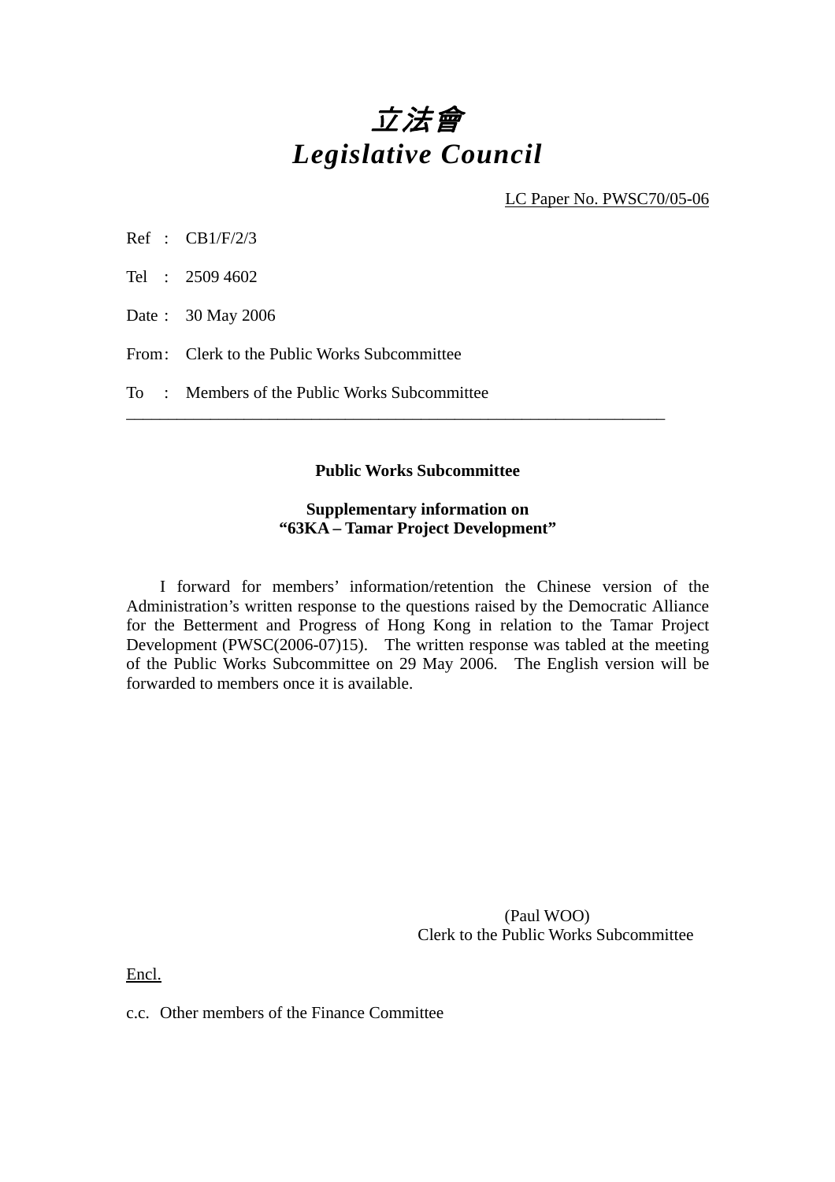# *立法會*
# *Legislative Council*

LC Paper No. PWSC70/05-06

Ref : CB1/F/2/3

Tel : 2509 4602

Date : 30 May 2006

From : Clerk to the Public Works Subcommittee

To : Members of the Public Works Subcommittee

---

**Public Works Subcommittee**

**Supplementary information on**
**"63KA – Tamar Project Development"**

I forward for members' information/retention the Chinese version of the Administration's written response to the questions raised by the Democratic Alliance for the Betterment and Progress of Hong Kong in relation to the Tamar Project Development (PWSC(2006-07)15). The written response was tabled at the meeting of the Public Works Subcommittee on 29 May 2006. The English version will be forwarded to members once it is available.

(Paul WOO)
Clerk to the Public Works Subcommittee

Encl.

c.c. Other members of the Finance Committee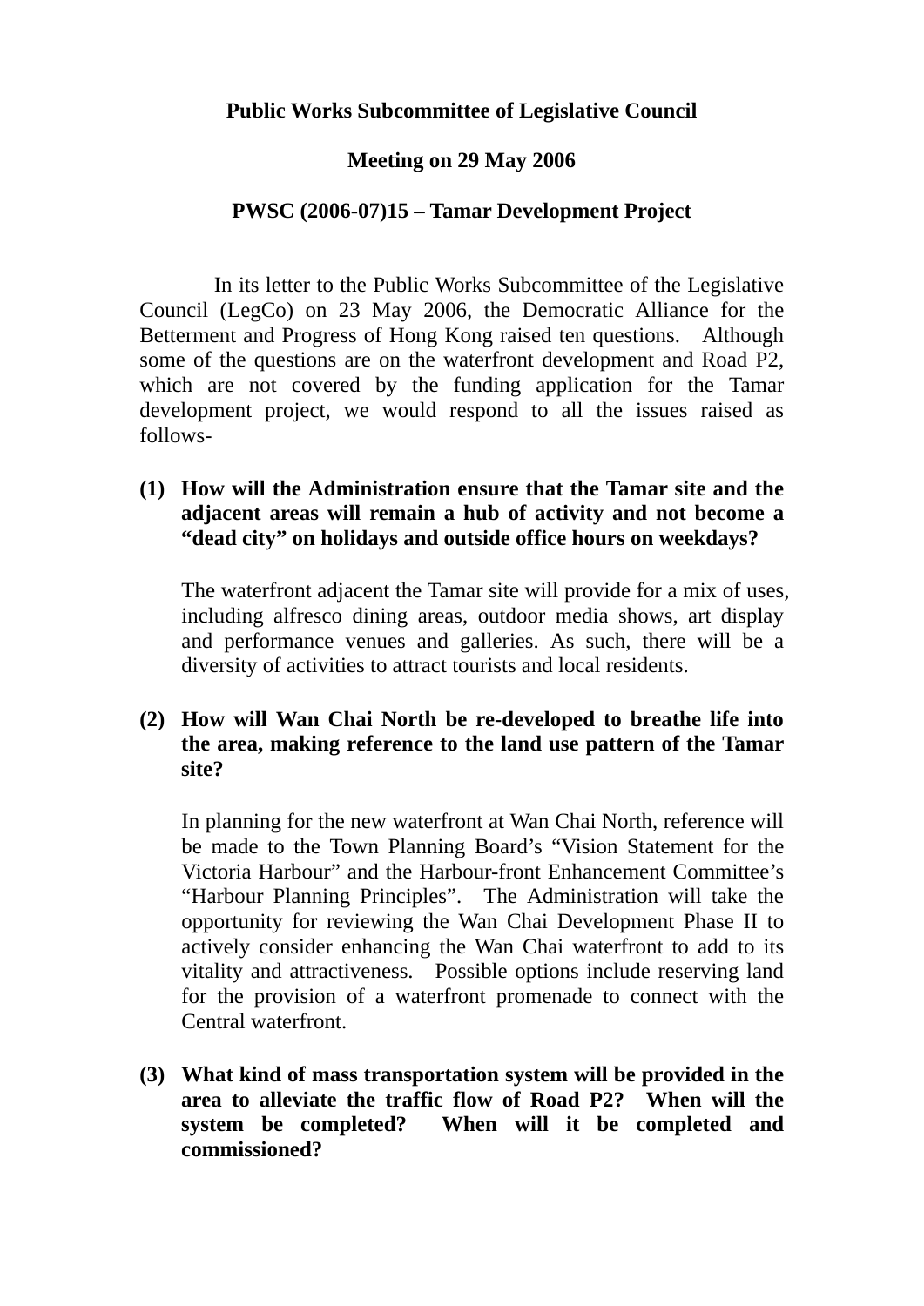**Public Works Subcommittee of Legislative Council**

**Meeting on 29 May 2006**

**PWSC (2006-07)15 – Tamar Development Project**

In its letter to the Public Works Subcommittee of the Legislative Council (LegCo) on 23 May 2006, the Democratic Alliance for the Betterment and Progress of Hong Kong raised ten questions. Although some of the questions are on the waterfront development and Road P2, which are not covered by the funding application for the Tamar development project, we would respond to all the issues raised as follows-

**(1) How will the Administration ensure that the Tamar site and the adjacent areas will remain a hub of activity and not become a "dead city" on holidays and outside office hours on weekdays?**

The waterfront adjacent the Tamar site will provide for a mix of uses, including alfresco dining areas, outdoor media shows, art display and performance venues and galleries. As such, there will be a diversity of activities to attract tourists and local residents.

**(2) How will Wan Chai North be re-developed to breathe life into the area, making reference to the land use pattern of the Tamar site?**

In planning for the new waterfront at Wan Chai North, reference will be made to the Town Planning Board's "Vision Statement for the Victoria Harbour" and the Harbour-front Enhancement Committee's "Harbour Planning Principles". The Administration will take the opportunity for reviewing the Wan Chai Development Phase II to actively consider enhancing the Wan Chai waterfront to add to its vitality and attractiveness. Possible options include reserving land for the provision of a waterfront promenade to connect with the Central waterfront.

**(3) What kind of mass transportation system will be provided in the area to alleviate the traffic flow of Road P2? When will the system be completed? When will it be completed and commissioned?**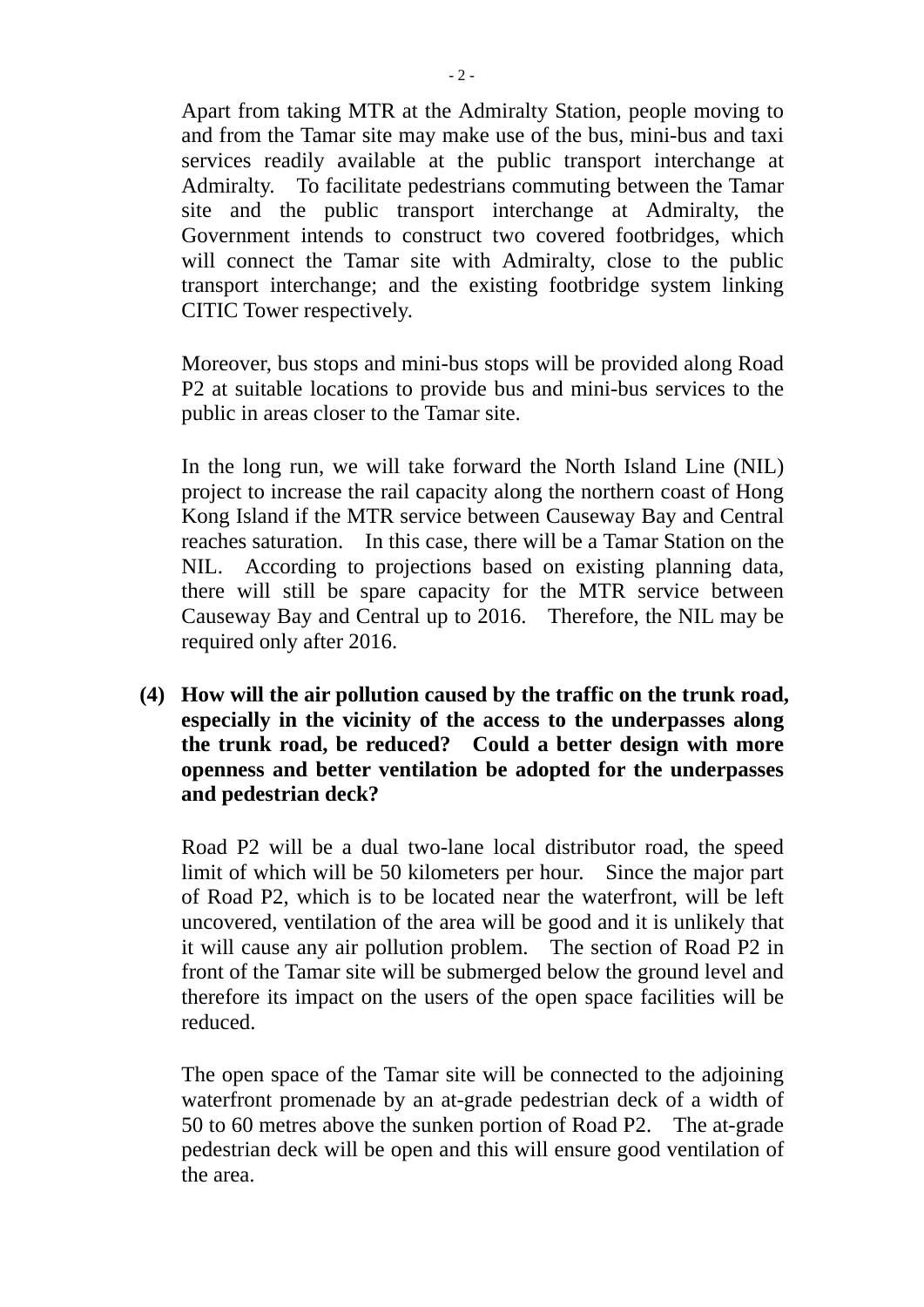Apart from taking MTR at the Admiralty Station, people moving to and from the Tamar site may make use of the bus, mini-bus and taxi services readily available at the public transport interchange at Admiralty. To facilitate pedestrians commuting between the Tamar site and the public transport interchange at Admiralty, the Government intends to construct two covered footbridges, which will connect the Tamar site with Admiralty, close to the public transport interchange; and the existing footbridge system linking CITIC Tower respectively.

Moreover, bus stops and mini-bus stops will be provided along Road P2 at suitable locations to provide bus and mini-bus services to the public in areas closer to the Tamar site.

In the long run, we will take forward the North Island Line (NIL) project to increase the rail capacity along the northern coast of Hong Kong Island if the MTR service between Causeway Bay and Central reaches saturation. In this case, there will be a Tamar Station on the NIL. According to projections based on existing planning data, there will still be spare capacity for the MTR service between Causeway Bay and Central up to 2016. Therefore, the NIL may be required only after 2016.

**(4) How will the air pollution caused by the traffic on the trunk road, especially in the vicinity of the access to the underpasses along the trunk road, be reduced? Could a better design with more openness and better ventilation be adopted for the underpasses and pedestrian deck?**

Road P2 will be a dual two-lane local distributor road, the speed limit of which will be 50 kilometers per hour. Since the major part of Road P2, which is to be located near the waterfront, will be left uncovered, ventilation of the area will be good and it is unlikely that it will cause any air pollution problem. The section of Road P2 in front of the Tamar site will be submerged below the ground level and therefore its impact on the users of the open space facilities will be reduced.

The open space of the Tamar site will be connected to the adjoining waterfront promenade by an at-grade pedestrian deck of a width of 50 to 60 metres above the sunken portion of Road P2. The at-grade pedestrian deck will be open and this will ensure good ventilation of the area.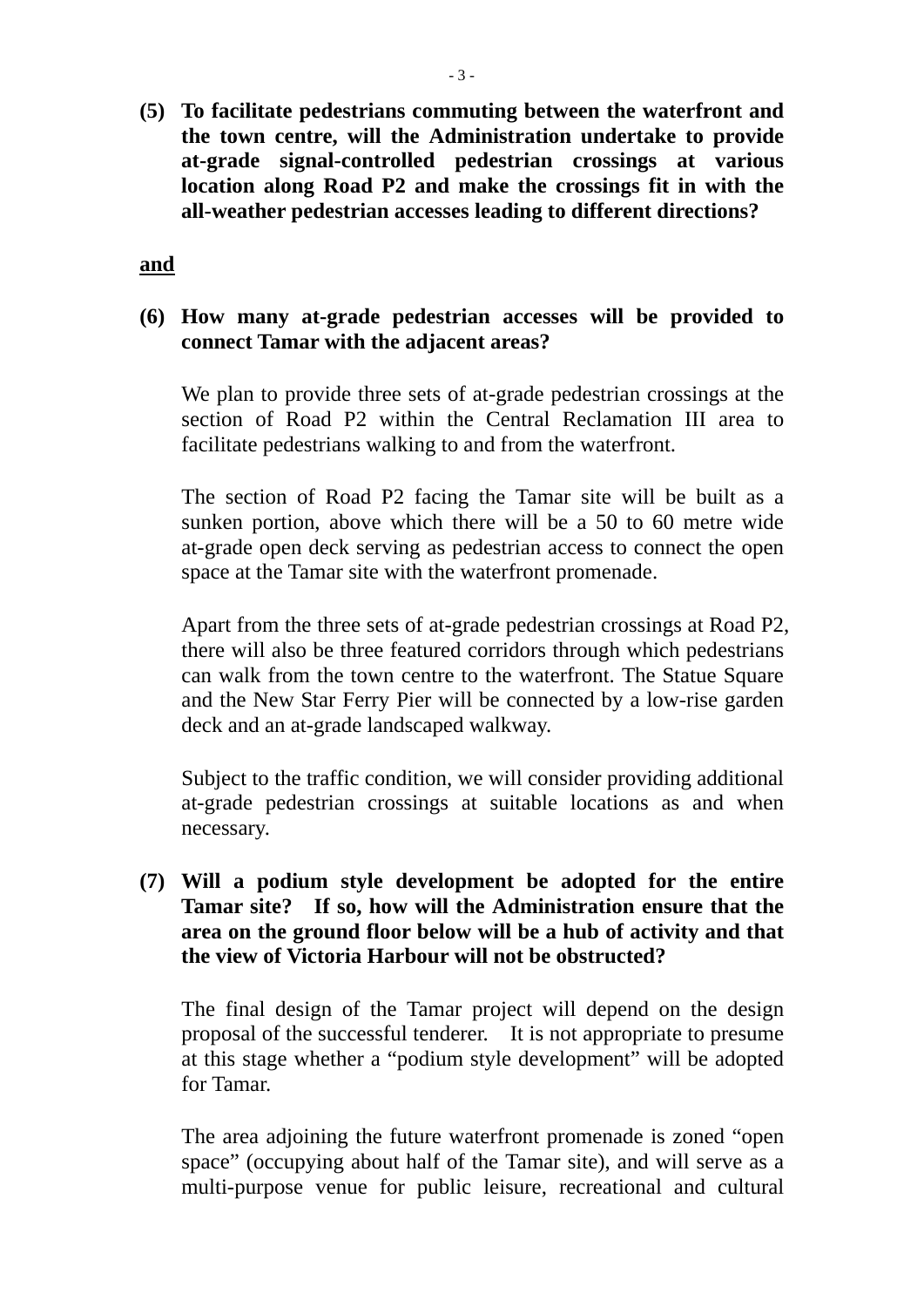**(5) To facilitate pedestrians commuting between the waterfront and the town centre, will the Administration undertake to provide at-grade signal-controlled pedestrian crossings at various location along Road P2 and make the crossings fit in with the all-weather pedestrian accesses leading to different directions?**

**<u>and</u>**

**(6) How many at-grade pedestrian accesses will be provided to connect Tamar with the adjacent areas?**

We plan to provide three sets of at-grade pedestrian crossings at the section of Road P2 within the Central Reclamation III area to facilitate pedestrians walking to and from the waterfront.

The section of Road P2 facing the Tamar site will be built as a sunken portion, above which there will be a 50 to 60 metre wide at-grade open deck serving as pedestrian access to connect the open space at the Tamar site with the waterfront promenade.

Apart from the three sets of at-grade pedestrian crossings at Road P2, there will also be three featured corridors through which pedestrians can walk from the town centre to the waterfront. The Statue Square and the New Star Ferry Pier will be connected by a low-rise garden deck and an at-grade landscaped walkway.

Subject to the traffic condition, we will consider providing additional at-grade pedestrian crossings at suitable locations as and when necessary.

**(7) Will a podium style development be adopted for the entire Tamar site? If so, how will the Administration ensure that the area on the ground floor below will be a hub of activity and that the view of Victoria Harbour will not be obstructed?**

The final design of the Tamar project will depend on the design proposal of the successful tenderer. It is not appropriate to presume at this stage whether a "podium style development" will be adopted for Tamar.

The area adjoining the future waterfront promenade is zoned "open space" (occupying about half of the Tamar site), and will serve as a multi-purpose venue for public leisure, recreational and cultural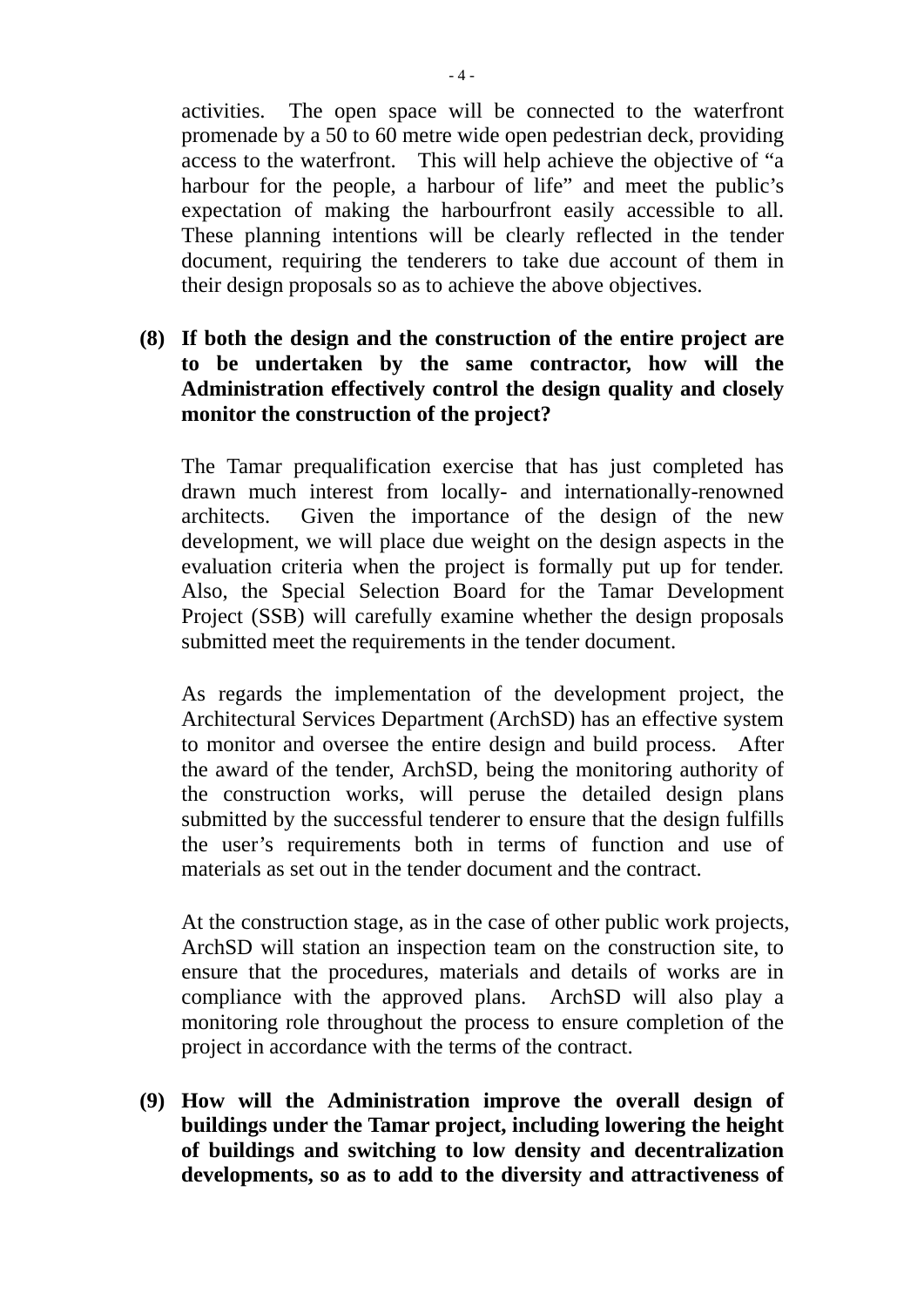activities. The open space will be connected to the waterfront promenade by a 50 to 60 metre wide open pedestrian deck, providing access to the waterfront. This will help achieve the objective of "a harbour for the people, a harbour of life" and meet the public's expectation of making the harbourfront easily accessible to all. These planning intentions will be clearly reflected in the tender document, requiring the tenderers to take due account of them in their design proposals so as to achieve the above objectives.

**(8) If both the design and the construction of the entire project are to be undertaken by the same contractor, how will the Administration effectively control the design quality and closely monitor the construction of the project?**

The Tamar prequalification exercise that has just completed has drawn much interest from locally- and internationally-renowned architects. Given the importance of the design of the new development, we will place due weight on the design aspects in the evaluation criteria when the project is formally put up for tender. Also, the Special Selection Board for the Tamar Development Project (SSB) will carefully examine whether the design proposals submitted meet the requirements in the tender document.

As regards the implementation of the development project, the Architectural Services Department (ArchSD) has an effective system to monitor and oversee the entire design and build process. After the award of the tender, ArchSD, being the monitoring authority of the construction works, will peruse the detailed design plans submitted by the successful tenderer to ensure that the design fulfills the user's requirements both in terms of function and use of materials as set out in the tender document and the contract.

At the construction stage, as in the case of other public work projects, ArchSD will station an inspection team on the construction site, to ensure that the procedures, materials and details of works are in compliance with the approved plans. ArchSD will also play a monitoring role throughout the process to ensure completion of the project in accordance with the terms of the contract.

**(9) How will the Administration improve the overall design of buildings under the Tamar project, including lowering the height of buildings and switching to low density and decentralization developments, so as to add to the diversity and attractiveness of**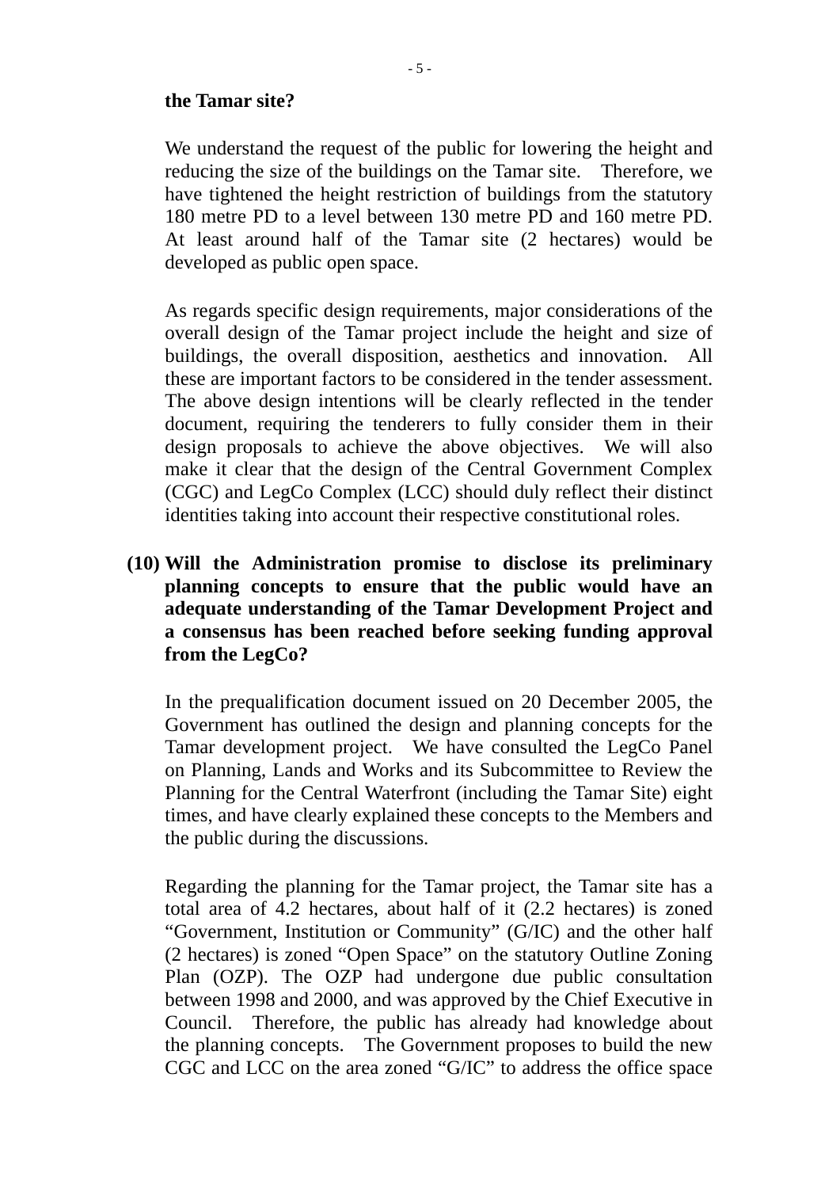**the Tamar site?**

We understand the request of the public for lowering the height and reducing the size of the buildings on the Tamar site. Therefore, we have tightened the height restriction of buildings from the statutory 180 metre PD to a level between 130 metre PD and 160 metre PD. At least around half of the Tamar site (2 hectares) would be developed as public open space.

As regards specific design requirements, major considerations of the overall design of the Tamar project include the height and size of buildings, the overall disposition, aesthetics and innovation. All these are important factors to be considered in the tender assessment. The above design intentions will be clearly reflected in the tender document, requiring the tenderers to fully consider them in their design proposals to achieve the above objectives. We will also make it clear that the design of the Central Government Complex (CGC) and LegCo Complex (LCC) should duly reflect their distinct identities taking into account their respective constitutional roles.

**(10) Will the Administration promise to disclose its preliminary planning concepts to ensure that the public would have an adequate understanding of the Tamar Development Project and a consensus has been reached before seeking funding approval from the LegCo?**

In the prequalification document issued on 20 December 2005, the Government has outlined the design and planning concepts for the Tamar development project. We have consulted the LegCo Panel on Planning, Lands and Works and its Subcommittee to Review the Planning for the Central Waterfront (including the Tamar Site) eight times, and have clearly explained these concepts to the Members and the public during the discussions.

Regarding the planning for the Tamar project, the Tamar site has a total area of 4.2 hectares, about half of it (2.2 hectares) is zoned "Government, Institution or Community" (G/IC) and the other half (2 hectares) is zoned "Open Space" on the statutory Outline Zoning Plan (OZP). The OZP had undergone due public consultation between 1998 and 2000, and was approved by the Chief Executive in Council. Therefore, the public has already had knowledge about the planning concepts. The Government proposes to build the new CGC and LCC on the area zoned "G/IC" to address the office space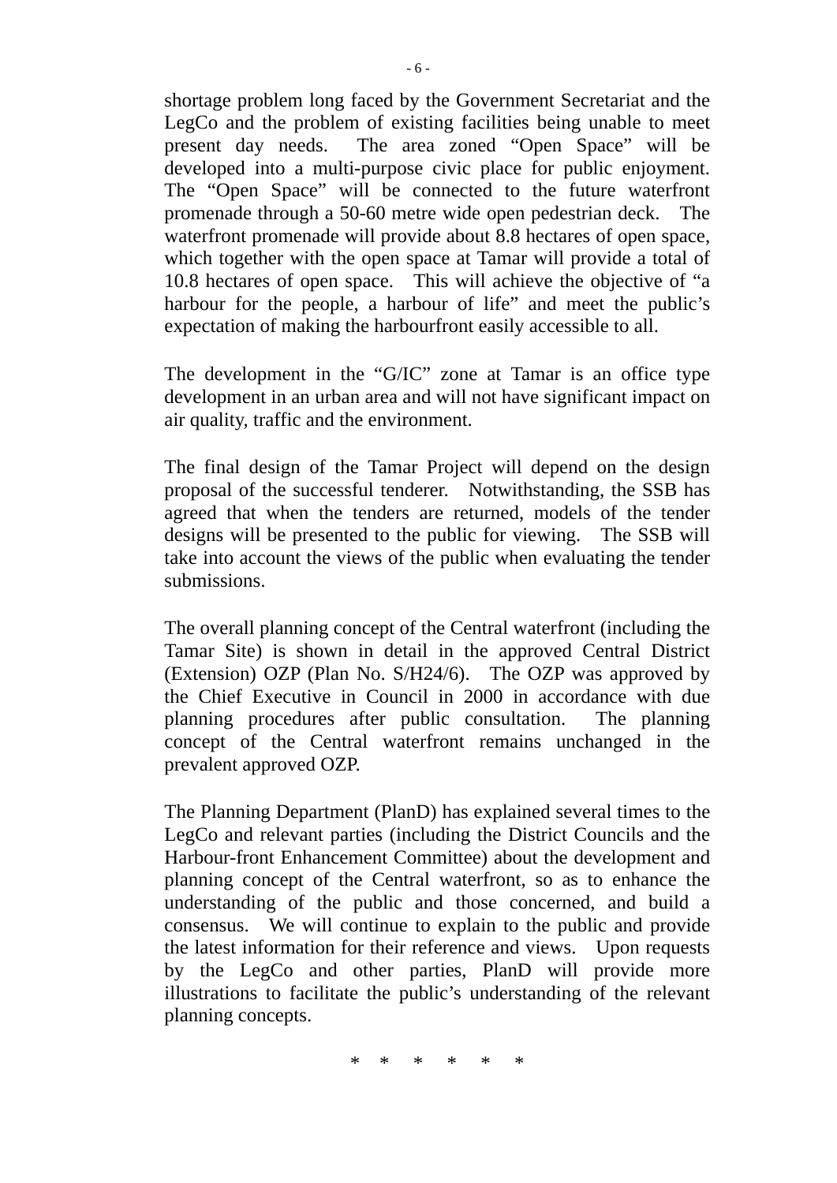shortage problem long faced by the Government Secretariat and the LegCo and the problem of existing facilities being unable to meet present day needs. The area zoned "Open Space" will be developed into a multi-purpose civic place for public enjoyment. The "Open Space" will be connected to the future waterfront promenade through a 50-60 metre wide open pedestrian deck. The waterfront promenade will provide about 8.8 hectares of open space, which together with the open space at Tamar will provide a total of 10.8 hectares of open space. This will achieve the objective of "a harbour for the people, a harbour of life" and meet the public's expectation of making the harbourfront easily accessible to all.

The development in the "G/IC" zone at Tamar is an office type development in an urban area and will not have significant impact on air quality, traffic and the environment.

The final design of the Tamar Project will depend on the design proposal of the successful tenderer. Notwithstanding, the SSB has agreed that when the tenders are returned, models of the tender designs will be presented to the public for viewing. The SSB will take into account the views of the public when evaluating the tender submissions.

The overall planning concept of the Central waterfront (including the Tamar Site) is shown in detail in the approved Central District (Extension) OZP (Plan No. S/H24/6). The OZP was approved by the Chief Executive in Council in 2000 in accordance with due planning procedures after public consultation. The planning concept of the Central waterfront remains unchanged in the prevalent approved OZP.

The Planning Department (PlanD) has explained several times to the LegCo and relevant parties (including the District Councils and the Harbour-front Enhancement Committee) about the development and planning concept of the Central waterfront, so as to enhance the understanding of the public and those concerned, and build a consensus. We will continue to explain to the public and provide the latest information for their reference and views. Upon requests by the LegCo and other parties, PlanD will provide more illustrations to facilitate the public's understanding of the relevant planning concepts.

\* \* \* \* \* \*